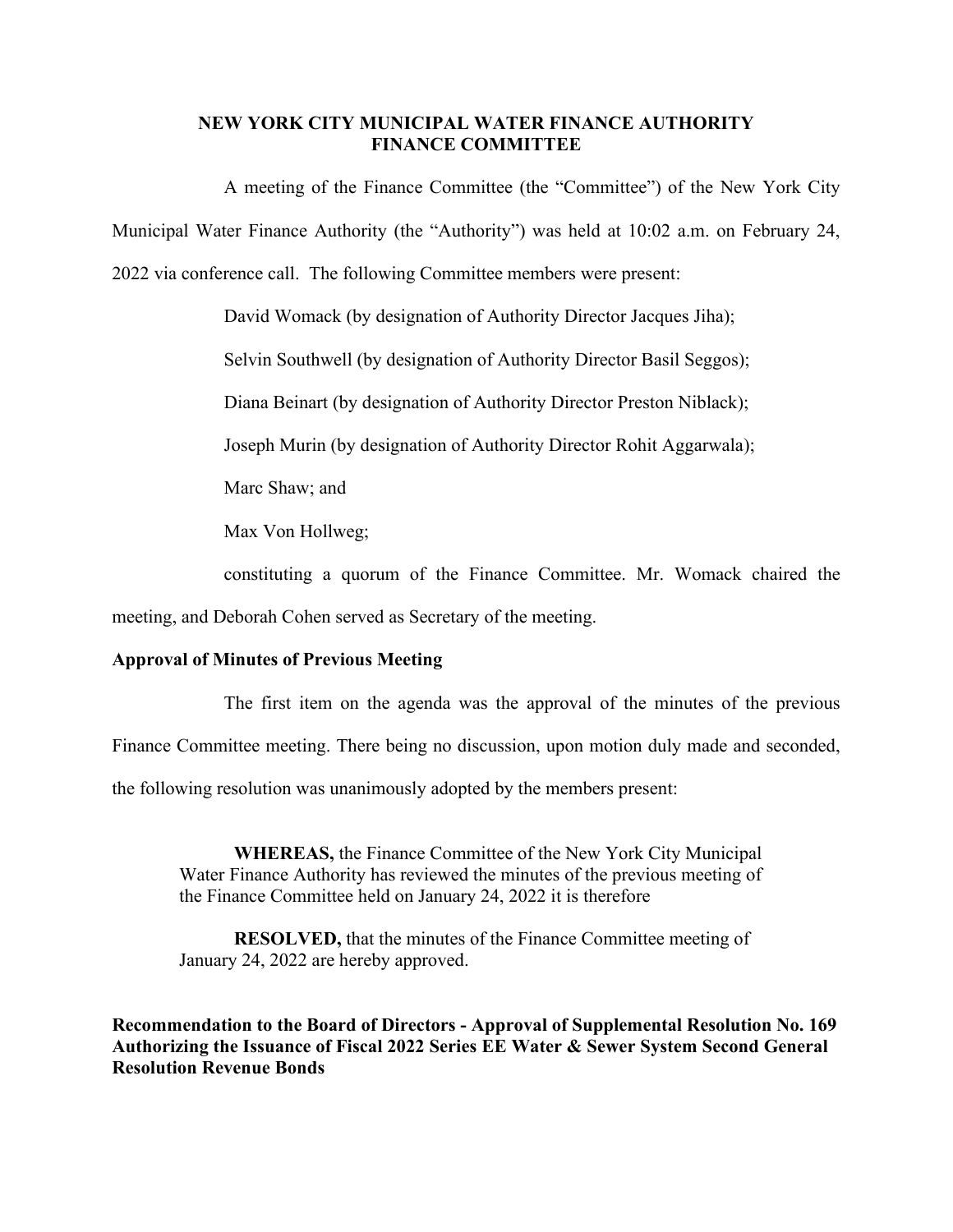# NEW YORK CITY MUNICIPAL WATER FINANCE AUTHORITY
# FINANCE COMMITTEE

A meeting of the Finance Committee (the "Committee") of the New York City Municipal Water Finance Authority (the "Authority") was held at 10:02 a.m. on February 24, 2022 via conference call. The following Committee members were present:

David Womack (by designation of Authority Director Jacques Jiha);

Selvin Southwell (by designation of Authority Director Basil Seggos);

Diana Beinart (by designation of Authority Director Preston Niblack);

Joseph Murin (by designation of Authority Director Rohit Aggarwala);

Marc Shaw; and

Max Von Hollweg;

constituting a quorum of the Finance Committee. Mr. Womack chaired the meeting, and Deborah Cohen served as Secretary of the meeting.

**Approval of Minutes of Previous Meeting**

The first item on the agenda was the approval of the minutes of the previous Finance Committee meeting. There being no discussion, upon motion duly made and seconded, the following resolution was unanimously adopted by the members present:

> **WHEREAS,** the Finance Committee of the New York City Municipal Water Finance Authority has reviewed the minutes of the previous meeting of the Finance Committee held on January 24, 2022 it is therefore
>
> **RESOLVED,** that the minutes of the Finance Committee meeting of January 24, 2022 are hereby approved.

**Recommendation to the Board of Directors - Approval of Supplemental Resolution No. 169 Authorizing the Issuance of Fiscal 2022 Series EE Water & Sewer System Second General Resolution Revenue Bonds**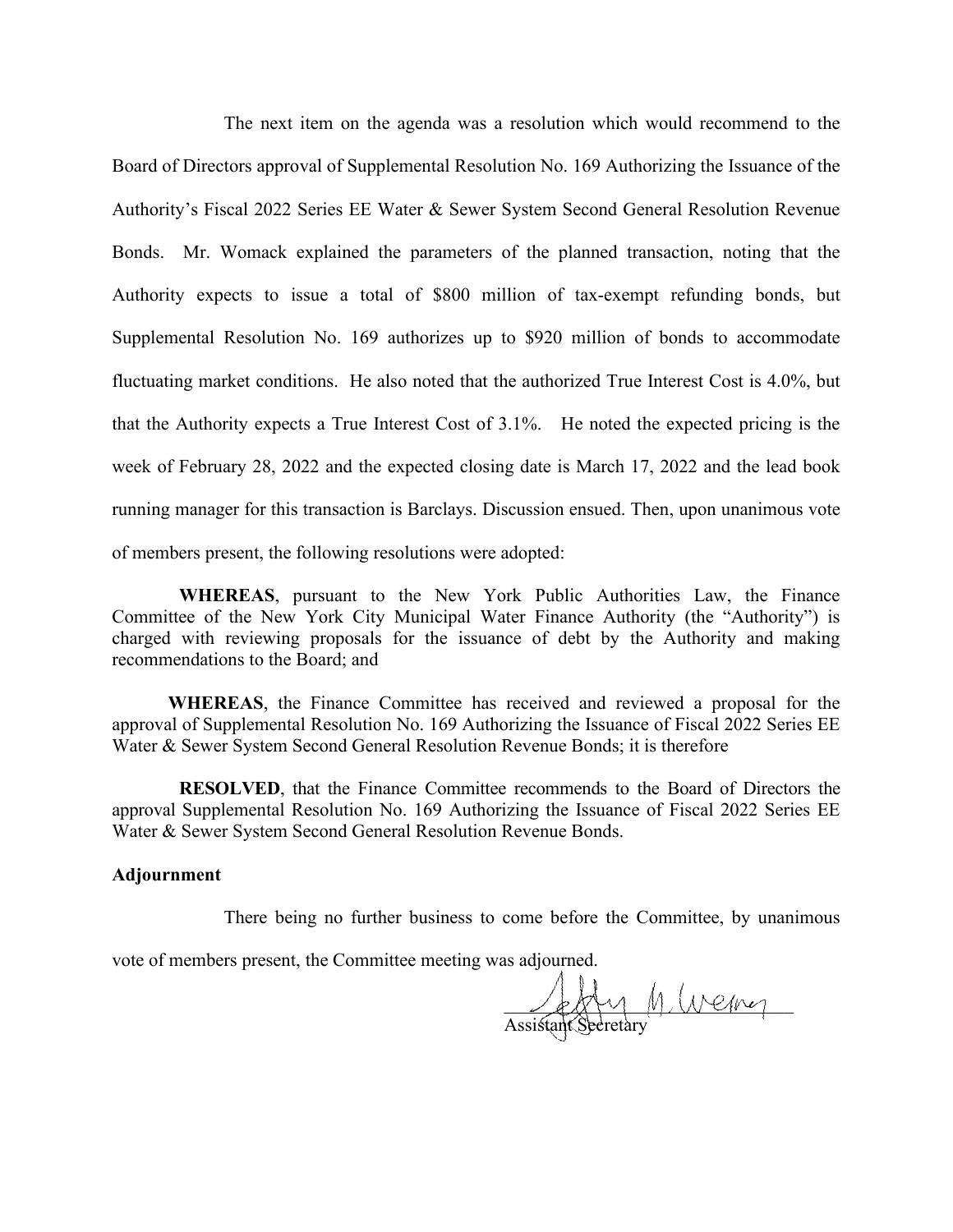The next item on the agenda was a resolution which would recommend to the Board of Directors approval of Supplemental Resolution No. 169 Authorizing the Issuance of the Authority's Fiscal 2022 Series EE Water & Sewer System Second General Resolution Revenue Bonds. Mr. Womack explained the parameters of the planned transaction, noting that the Authority expects to issue a total of $800 million of tax-exempt refunding bonds, but Supplemental Resolution No. 169 authorizes up to $920 million of bonds to accommodate fluctuating market conditions. He also noted that the authorized True Interest Cost is 4.0%, but that the Authority expects a True Interest Cost of 3.1%. He noted the expected pricing is the week of February 28, 2022 and the expected closing date is March 17, 2022 and the lead book running manager for this transaction is Barclays. Discussion ensued. Then, upon unanimous vote of members present, the following resolutions were adopted:

**WHEREAS**, pursuant to the New York Public Authorities Law, the Finance Committee of the New York City Municipal Water Finance Authority (the "Authority") is charged with reviewing proposals for the issuance of debt by the Authority and making recommendations to the Board; and

**WHEREAS**, the Finance Committee has received and reviewed a proposal for the approval of Supplemental Resolution No. 169 Authorizing the Issuance of Fiscal 2022 Series EE Water & Sewer System Second General Resolution Revenue Bonds; it is therefore

**RESOLVED**, that the Finance Committee recommends to the Board of Directors the approval Supplemental Resolution No. 169 Authorizing the Issuance of Fiscal 2022 Series EE Water & Sewer System Second General Resolution Revenue Bonds.

**Adjournment**

There being no further business to come before the Committee, by unanimous vote of members present, the Committee meeting was adjourned.

Assistant Secretary